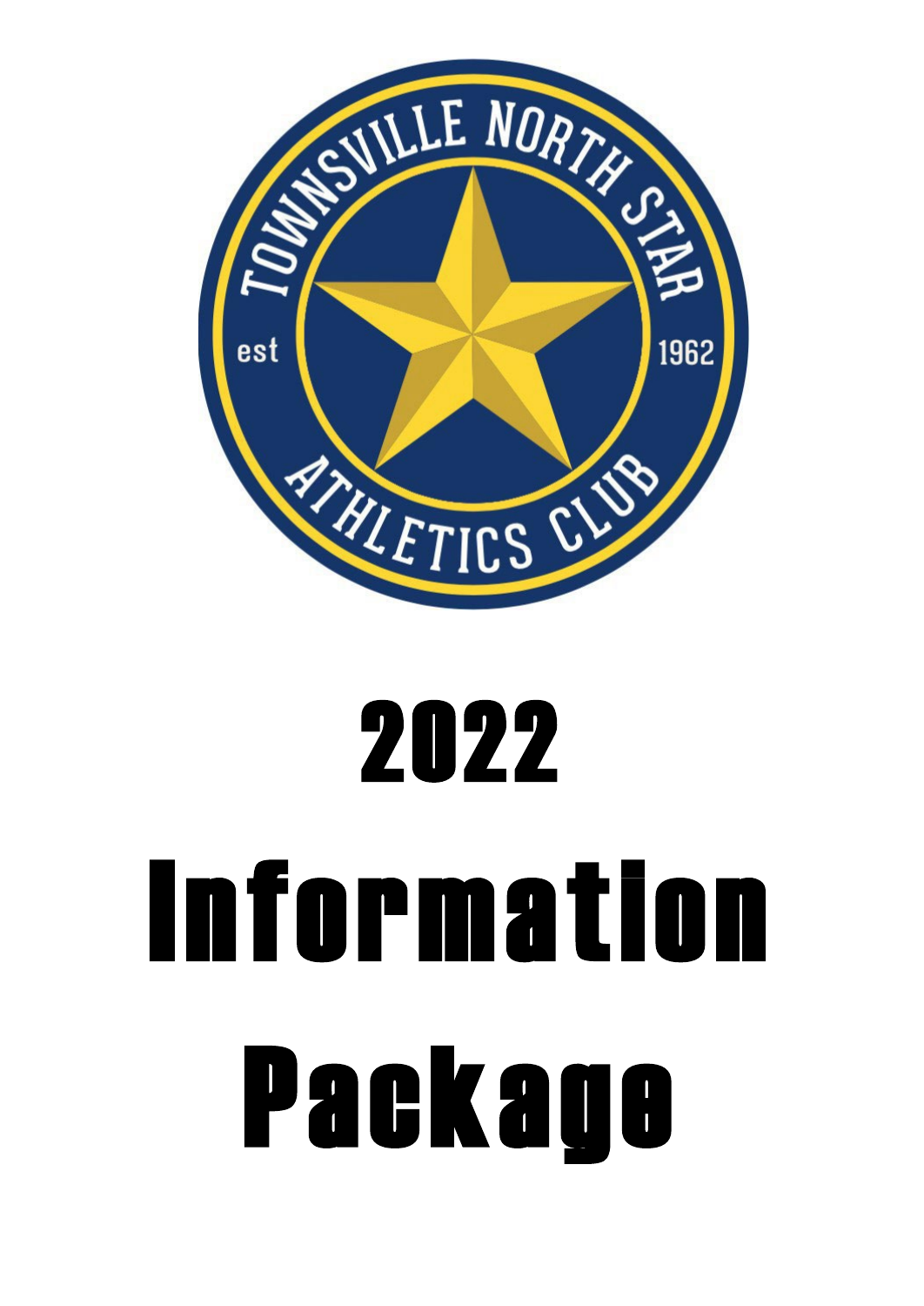TOWNSVILLE NORTH STAR ATHLETICS CLUB

est 1962

# 2022 Information Package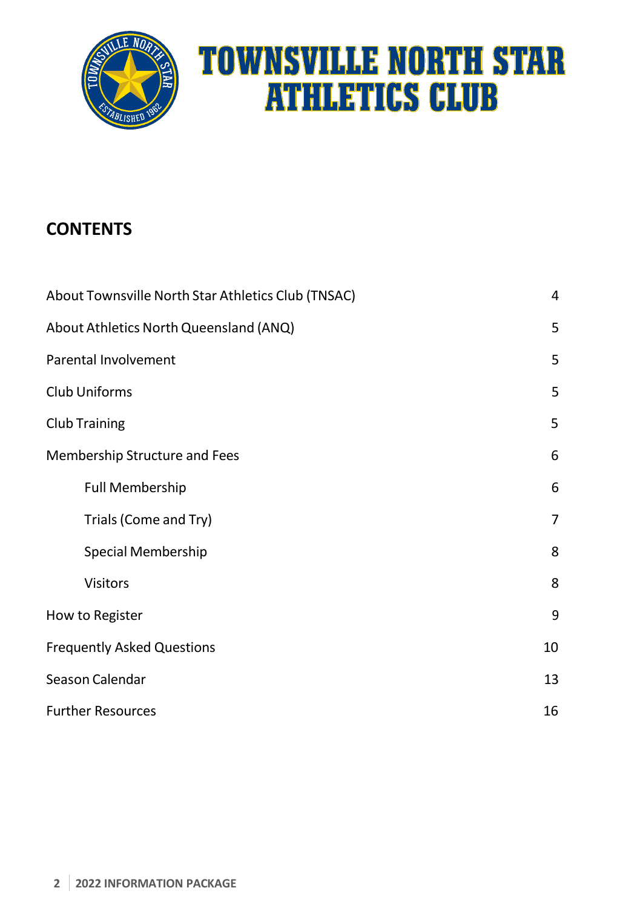# TOWNSVILLE NORTH STAR ATHLETICS CLUB

## CONTENTS

| | |
|---|---|
| About Townsville North Star Athletics Club (TNSAC) | 4 |
| About Athletics North Queensland (ANQ) | 5 |
| Parental Involvement | 5 |
| Club Uniforms | 5 |
| Club Training | 5 |
| Membership Structure and Fees | 6 |
| &nbsp;&nbsp;&nbsp;&nbsp;Full Membership | 6 |
| &nbsp;&nbsp;&nbsp;&nbsp;Trials (Come and Try) | 7 |
| &nbsp;&nbsp;&nbsp;&nbsp;Special Membership | 8 |
| &nbsp;&nbsp;&nbsp;&nbsp;Visitors | 8 |
| How to Register | 9 |
| Frequently Asked Questions | 10 |
| Season Calendar | 13 |
| Further Resources | 16 |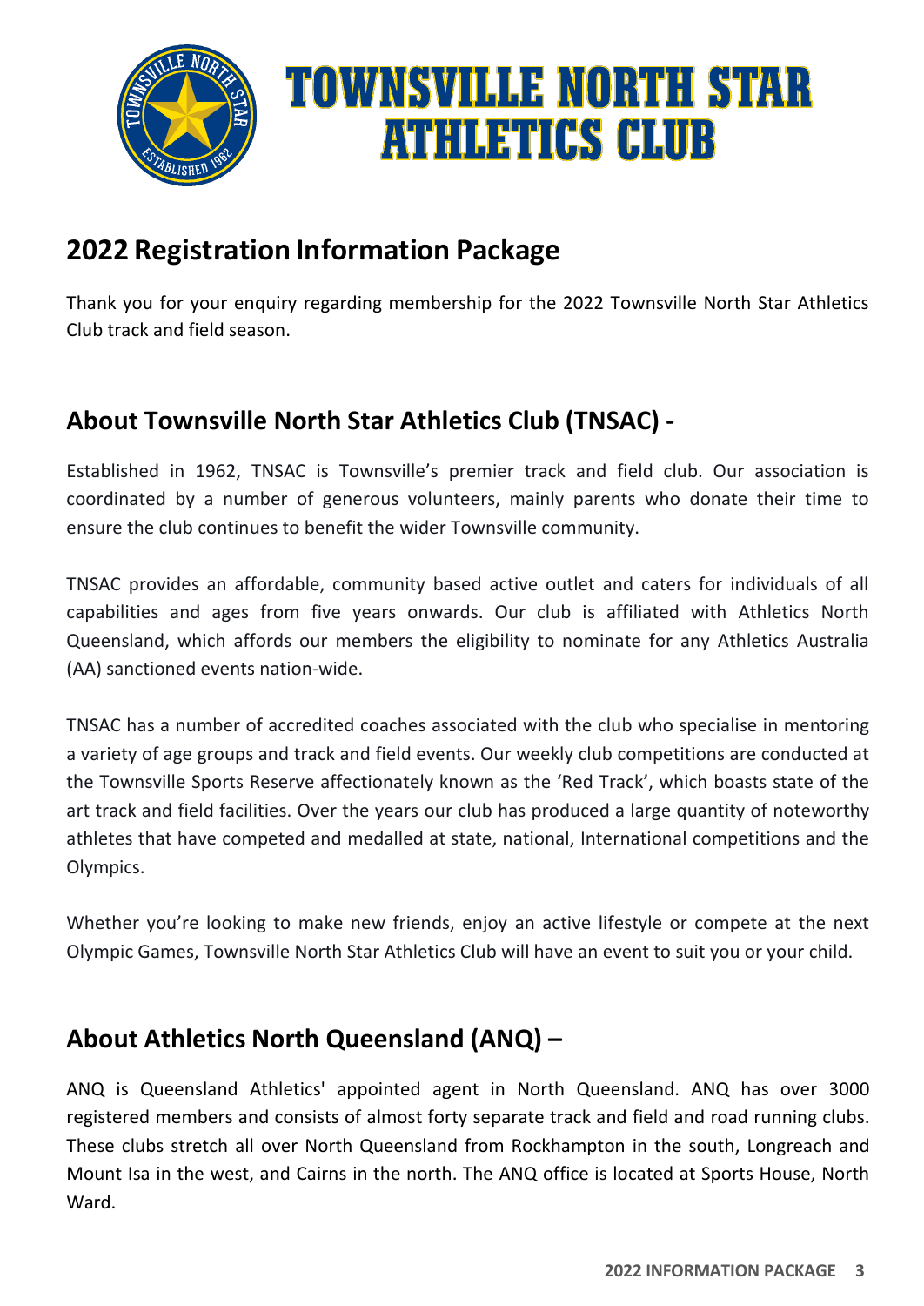# TOWNSVILLE NORTH STAR ATHLETICS CLUB

## 2022 Registration Information Package

Thank you for your enquiry regarding membership for the 2022 Townsville North Star Athletics Club track and field season.

## About Townsville North Star Athletics Club (TNSAC) -

Established in 1962, TNSAC is Townsville's premier track and field club. Our association is coordinated by a number of generous volunteers, mainly parents who donate their time to ensure the club continues to benefit the wider Townsville community.

TNSAC provides an affordable, community based active outlet and caters for individuals of all capabilities and ages from five years onwards. Our club is affiliated with Athletics North Queensland, which affords our members the eligibility to nominate for any Athletics Australia (AA) sanctioned events nation-wide.

TNSAC has a number of accredited coaches associated with the club who specialise in mentoring a variety of age groups and track and field events. Our weekly club competitions are conducted at the Townsville Sports Reserve affectionately known as the 'Red Track', which boasts state of the art track and field facilities. Over the years our club has produced a large quantity of noteworthy athletes that have competed and medalled at state, national, International competitions and the Olympics.

Whether you're looking to make new friends, enjoy an active lifestyle or compete at the next Olympic Games, Townsville North Star Athletics Club will have an event to suit you or your child.

## About Athletics North Queensland (ANQ) –

ANQ is Queensland Athletics' appointed agent in North Queensland. ANQ has over 3000 registered members and consists of almost forty separate track and field and road running clubs. These clubs stretch all over North Queensland from Rockhampton in the south, Longreach and Mount Isa in the west, and Cairns in the north. The ANQ office is located at Sports House, North Ward.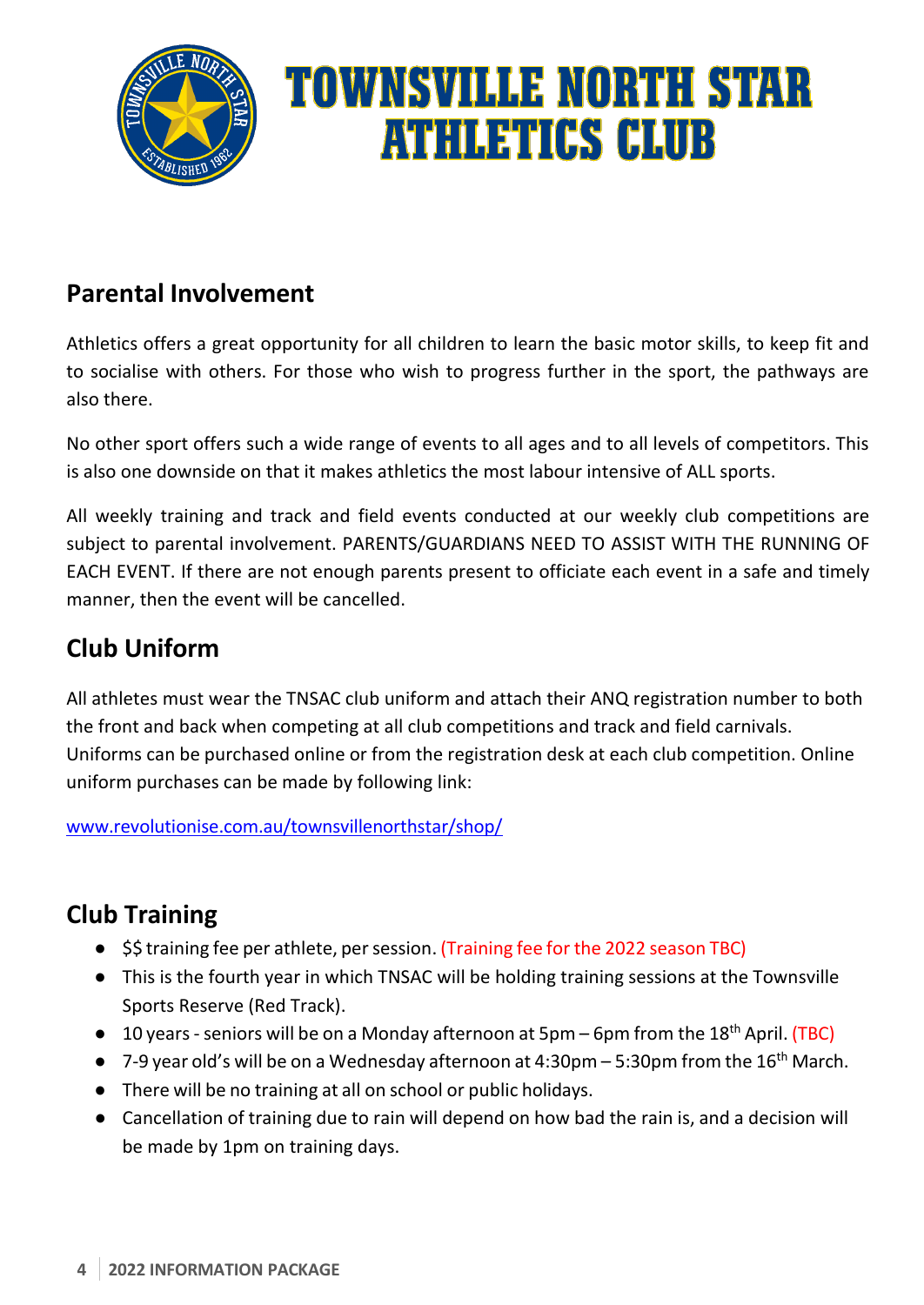# TOWNSVILLE NORTH STAR ATHLETICS CLUB

## Parental Involvement

Athletics offers a great opportunity for all children to learn the basic motor skills, to keep fit and to socialise with others. For those who wish to progress further in the sport, the pathways are also there.

No other sport offers such a wide range of events to all ages and to all levels of competitors. This is also one downside on that it makes athletics the most labour intensive of ALL sports.

All weekly training and track and field events conducted at our weekly club competitions are subject to parental involvement. PARENTS/GUARDIANS NEED TO ASSIST WITH THE RUNNING OF EACH EVENT. If there are not enough parents present to officiate each event in a safe and timely manner, then the event will be cancelled.

## Club Uniform

All athletes must wear the TNSAC club uniform and attach their ANQ registration number to both the front and back when competing at all club competitions and track and field carnivals. Uniforms can be purchased online or from the registration desk at each club competition. Online uniform purchases can be made by following link:

[www.revolutionise.com.au/townsvillenorthstar/shop/](http://www.revolutionise.com.au/townsvillenorthstar/shop/)

## Club Training

- $$ training fee per athlete, per session. (Training fee for the 2022 season TBC)
- This is the fourth year in which TNSAC will be holding training sessions at the Townsville Sports Reserve (Red Track).
- 10 years - seniors will be on a Monday afternoon at 5pm – 6pm from the 18th April. (TBC)
- 7-9 year old's will be on a Wednesday afternoon at 4:30pm – 5:30pm from the 16th March.
- There will be no training at all on school or public holidays.
- Cancellation of training due to rain will depend on how bad the rain is, and a decision will be made by 1pm on training days.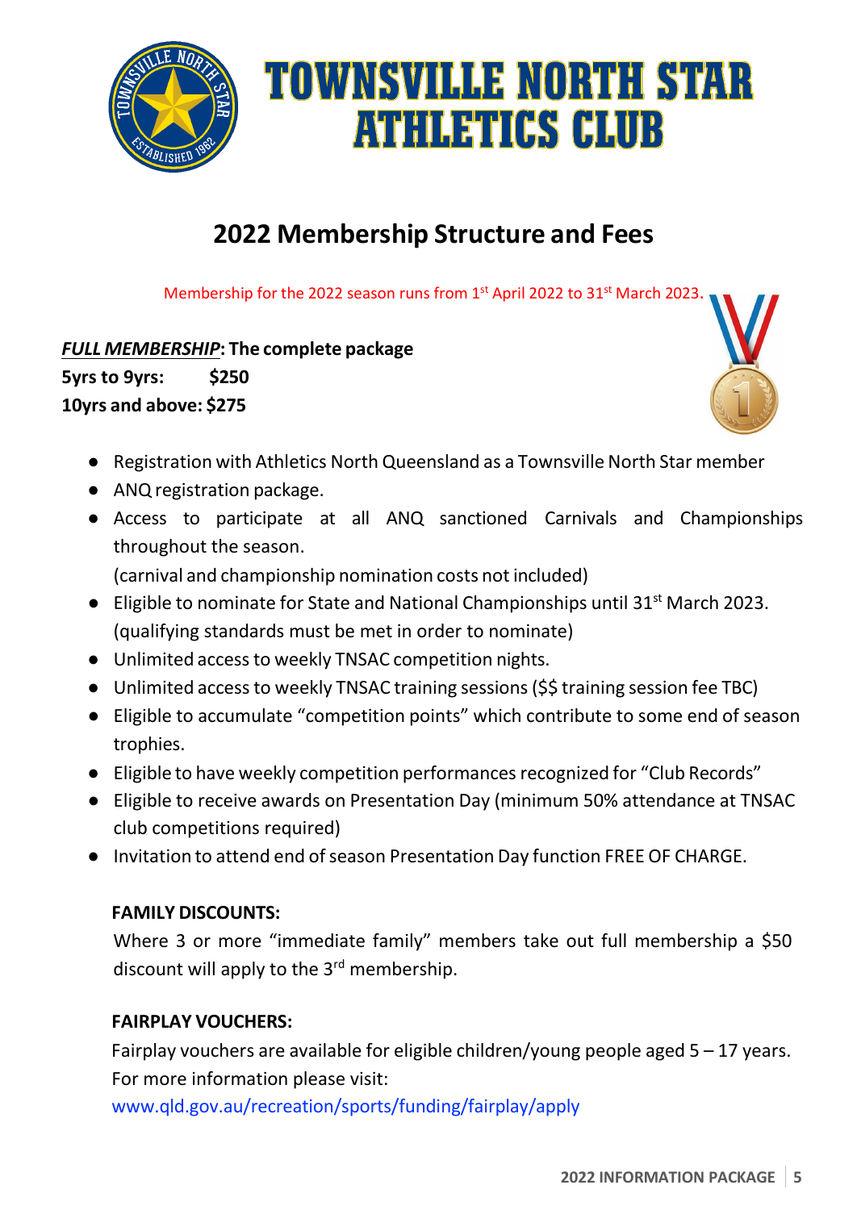# TOWNSVILLE NORTH STAR ATHLETICS CLUB

## 2022 Membership Structure and Fees

Membership for the 2022 season runs from 1st April 2022 to 31st March 2023.

***FULL MEMBERSHIP*: The complete package**

**5yrs to 9yrs: $250**

**10yrs and above: $275**

- Registration with Athletics North Queensland as a Townsville North Star member
- ANQ registration package.
- Access to participate at all ANQ sanctioned Carnivals and Championships throughout the season.
  (carnival and championship nomination costs not included)
- Eligible to nominate for State and National Championships until 31st March 2023.
  (qualifying standards must be met in order to nominate)
- Unlimited access to weekly TNSAC competition nights.
- Unlimited access to weekly TNSAC training sessions ($$ training session fee TBC)
- Eligible to accumulate "competition points" which contribute to some end of season trophies.
- Eligible to have weekly competition performances recognized for "Club Records"
- Eligible to receive awards on Presentation Day (minimum 50% attendance at TNSAC club competitions required)
- Invitation to attend end of season Presentation Day function FREE OF CHARGE.

**FAMILY DISCOUNTS:**

Where 3 or more "immediate family" members take out full membership a $50 discount will apply to the 3rd membership.

**FAIRPLAY VOUCHERS:**

Fairplay vouchers are available for eligible children/young people aged 5 – 17 years. For more information please visit:

www.qld.gov.au/recreation/sports/funding/fairplay/apply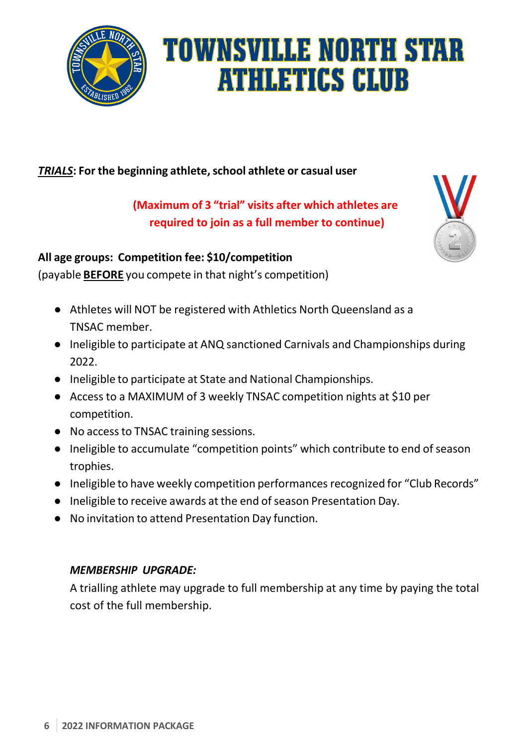# TOWNSVILLE NORTH STAR ATHLETICS CLUB

***TRIALS*: For the beginning athlete, school athlete or casual user**

**(Maximum of 3 "trial" visits after which athletes are required to join as a full member to continue)**

**All age groups: Competition fee: $10/competition**
(payable **BEFORE** you compete in that night's competition)

- Athletes will NOT be registered with Athletics North Queensland as a TNSAC member.
- Ineligible to participate at ANQ sanctioned Carnivals and Championships during 2022.
- Ineligible to participate at State and National Championships.
- Access to a MAXIMUM of 3 weekly TNSAC competition nights at $10 per competition.
- No access to TNSAC training sessions.
- Ineligible to accumulate "competition points" which contribute to end of season trophies.
- Ineligible to have weekly competition performances recognized for "Club Records"
- Ineligible to receive awards at the end of season Presentation Day.
- No invitation to attend Presentation Day function.

***MEMBERSHIP UPGRADE:***

A trialling athlete may upgrade to full membership at any time by paying the total cost of the full membership.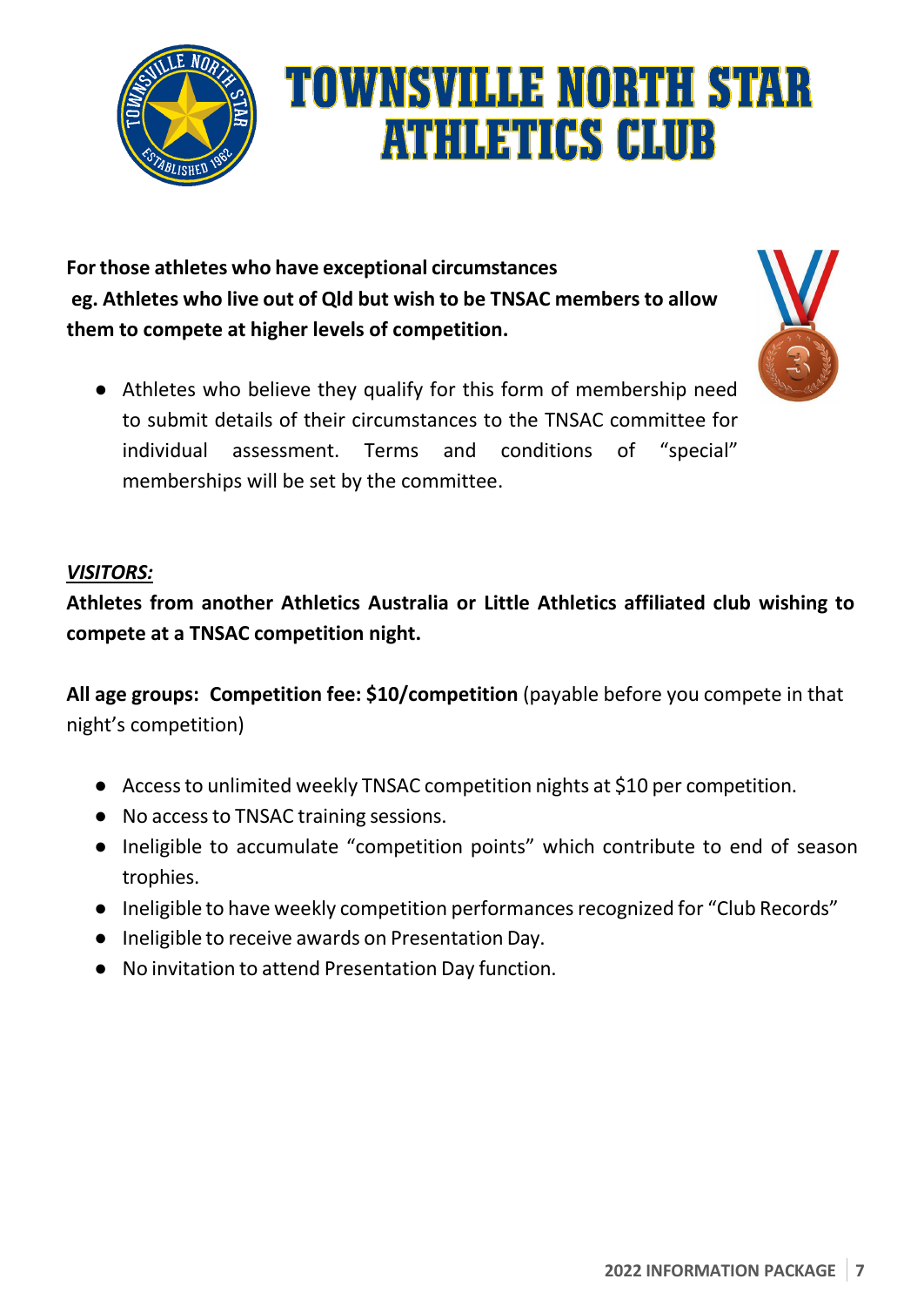# TOWNSVILLE NORTH STAR ATHLETICS CLUB

**For those athletes who have exceptional circumstances eg. Athletes who live out of Qld but wish to be TNSAC members to allow them to compete at higher levels of competition.**

- Athletes who believe they qualify for this form of membership need to submit details of their circumstances to the TNSAC committee for individual assessment. Terms and conditions of "special" memberships will be set by the committee.

***VISITORS:***

**Athletes from another Athletics Australia or Little Athletics affiliated club wishing to compete at a TNSAC competition night.**

**All age groups: Competition fee: $10/competition** (payable before you compete in that night's competition)

- Access to unlimited weekly TNSAC competition nights at $10 per competition.
- No access to TNSAC training sessions.
- Ineligible to accumulate "competition points" which contribute to end of season trophies.
- Ineligible to have weekly competition performances recognized for "Club Records"
- Ineligible to receive awards on Presentation Day.
- No invitation to attend Presentation Day function.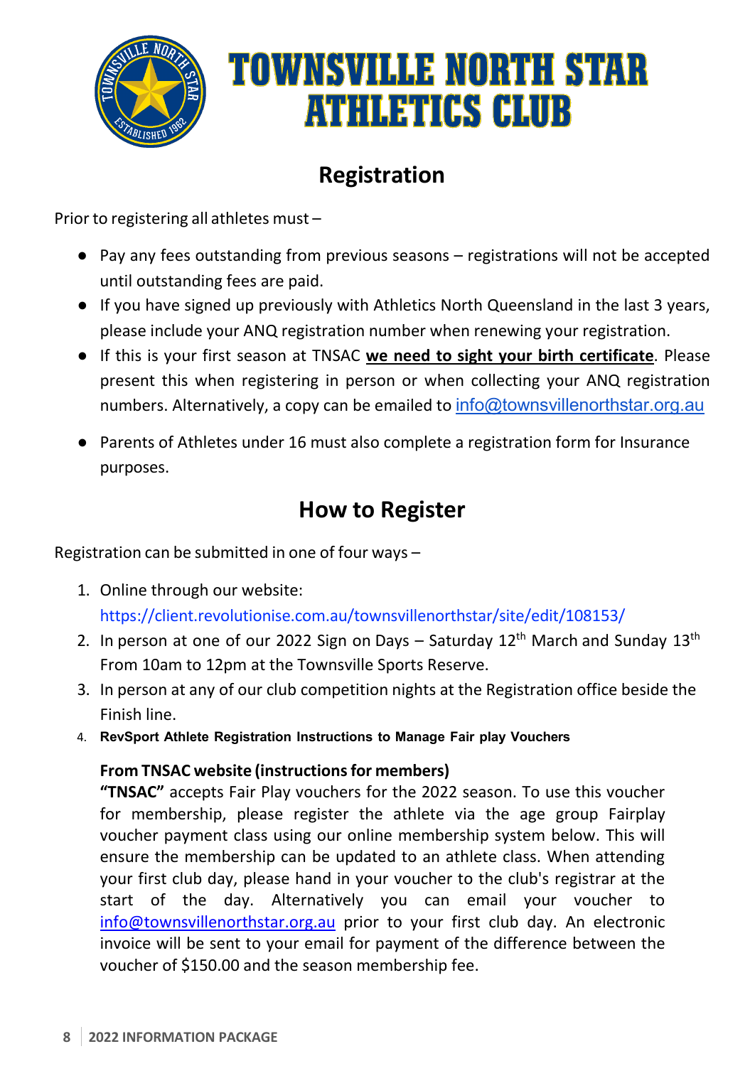# TOWNSVILLE NORTH STAR ATHLETICS CLUB

## Registration

Prior to registering all athletes must –

- Pay any fees outstanding from previous seasons – registrations will not be accepted until outstanding fees are paid.
- If you have signed up previously with Athletics North Queensland in the last 3 years, please include your ANQ registration number when renewing your registration.
- If this is your first season at TNSAC **we need to sight your birth certificate**. Please present this when registering in person or when collecting your ANQ registration numbers. Alternatively, a copy can be emailed to info@townsvillenorthstar.org.au
- Parents of Athletes under 16 must also complete a registration form for Insurance purposes.

## How to Register

Registration can be submitted in one of four ways –

1. Online through our website: https://client.revolutionise.com.au/townsvillenorthstar/site/edit/108153/
2. In person at one of our 2022 Sign on Days – Saturday 12th March and Sunday 13th From 10am to 12pm at the Townsville Sports Reserve.
3. In person at any of our club competition nights at the Registration office beside the Finish line.
4. **RevSport Athlete Registration Instructions to Manage Fair play Vouchers**

   **From TNSAC website (instructions for members)**
   **"TNSAC"** accepts Fair Play vouchers for the 2022 season. To use this voucher for membership, please register the athlete via the age group Fairplay voucher payment class using our online membership system below. This will ensure the membership can be updated to an athlete class. When attending your first club day, please hand in your voucher to the club's registrar at the start of the day. Alternatively you can email your voucher to info@townsvillenorthstar.org.au prior to your first club day. An electronic invoice will be sent to your email for payment of the difference between the voucher of $150.00 and the season membership fee.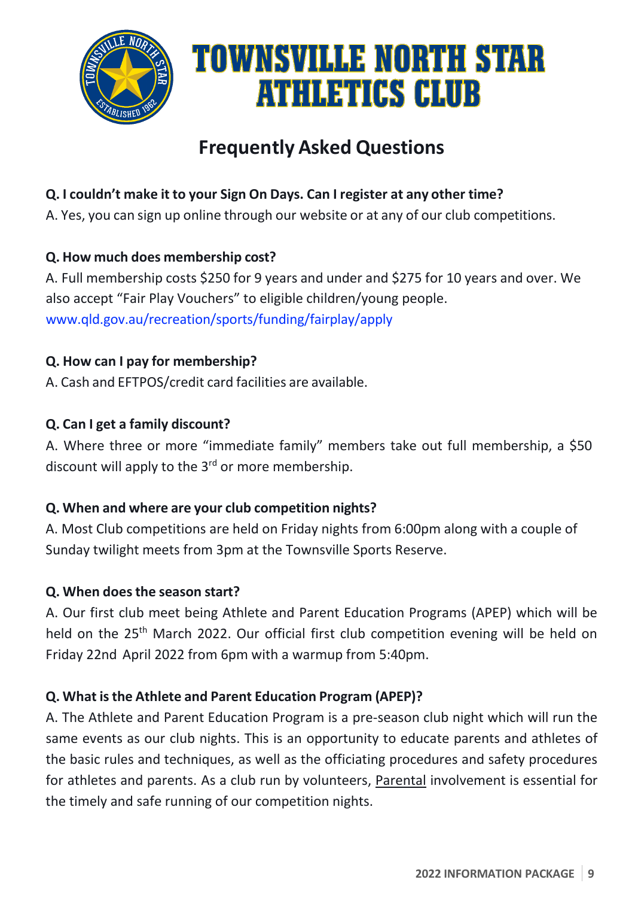# TOWNSVILLE NORTH STAR ATHLETICS CLUB

## Frequently Asked Questions

**Q. I couldn't make it to your Sign On Days. Can I register at any other time?**

A. Yes, you can sign up online through our website or at any of our club competitions.

**Q. How much does membership cost?**

A. Full membership costs $250 for 9 years and under and $275 for 10 years and over. We also accept "Fair Play Vouchers" to eligible children/young people. www.qld.gov.au/recreation/sports/funding/fairplay/apply

**Q. How can I pay for membership?**

A. Cash and EFTPOS/credit card facilities are available.

**Q. Can I get a family discount?**

A. Where three or more "immediate family" members take out full membership, a $50 discount will apply to the 3rd or more membership.

**Q. When and where are your club competition nights?**

A. Most Club competitions are held on Friday nights from 6:00pm along with a couple of Sunday twilight meets from 3pm at the Townsville Sports Reserve.

**Q. When does the season start?**

A. Our first club meet being Athlete and Parent Education Programs (APEP) which will be held on the 25th March 2022. Our official first club competition evening will be held on Friday 22nd April 2022 from 6pm with a warmup from 5:40pm.

**Q. What is the Athlete and Parent Education Program (APEP)?**

A. The Athlete and Parent Education Program is a pre-season club night which will run the same events as our club nights. This is an opportunity to educate parents and athletes of the basic rules and techniques, as well as the officiating procedures and safety procedures for athletes and parents. As a club run by volunteers, <u>Parental</u> involvement is essential for the timely and safe running of our competition nights.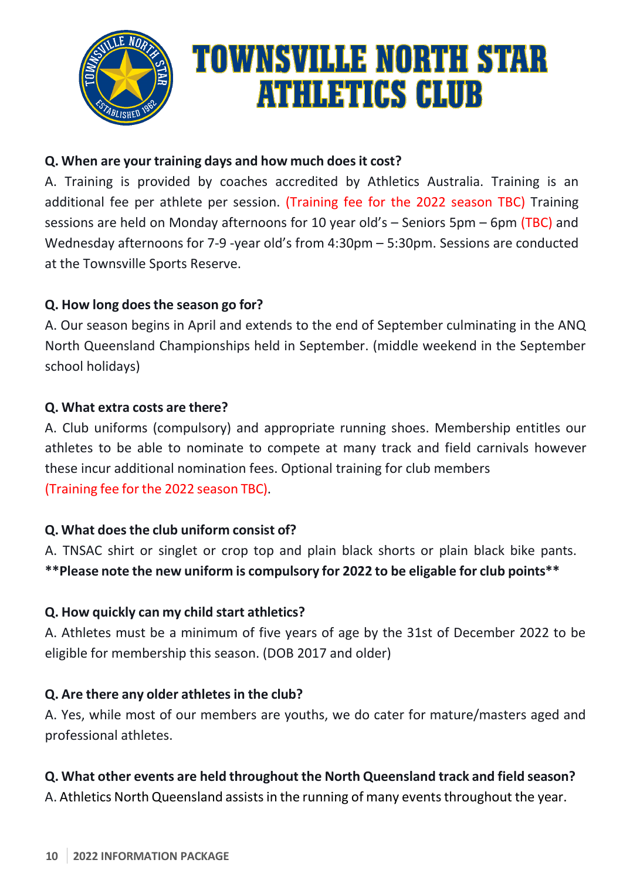# TOWNSVILLE NORTH STAR ATHLETICS CLUB

**Q. When are your training days and how much does it cost?**

A. Training is provided by coaches accredited by Athletics Australia. Training is an additional fee per athlete per session. (Training fee for the 2022 season TBC) Training sessions are held on Monday afternoons for 10 year old's – Seniors 5pm – 6pm (TBC) and Wednesday afternoons for 7-9 -year old's from 4:30pm – 5:30pm. Sessions are conducted at the Townsville Sports Reserve.

**Q. How long does the season go for?**

A. Our season begins in April and extends to the end of September culminating in the ANQ North Queensland Championships held in September. (middle weekend in the September school holidays)

**Q. What extra costs are there?**

A. Club uniforms (compulsory) and appropriate running shoes. Membership entitles our athletes to be able to nominate to compete at many track and field carnivals however these incur additional nomination fees. Optional training for club members (Training fee for the 2022 season TBC).

**Q. What does the club uniform consist of?**

A. TNSAC shirt or singlet or crop top and plain black shorts or plain black bike pants. **\*\*Please note the new uniform is compulsory for 2022 to be eligable for club points\*\***

**Q. How quickly can my child start athletics?**

A. Athletes must be a minimum of five years of age by the 31st of December 2022 to be eligible for membership this season. (DOB 2017 and older)

**Q. Are there any older athletes in the club?**

A. Yes, while most of our members are youths, we do cater for mature/masters aged and professional athletes.

**Q. What other events are held throughout the North Queensland track and field season?**

A. Athletics North Queensland assists in the running of many events throughout the year.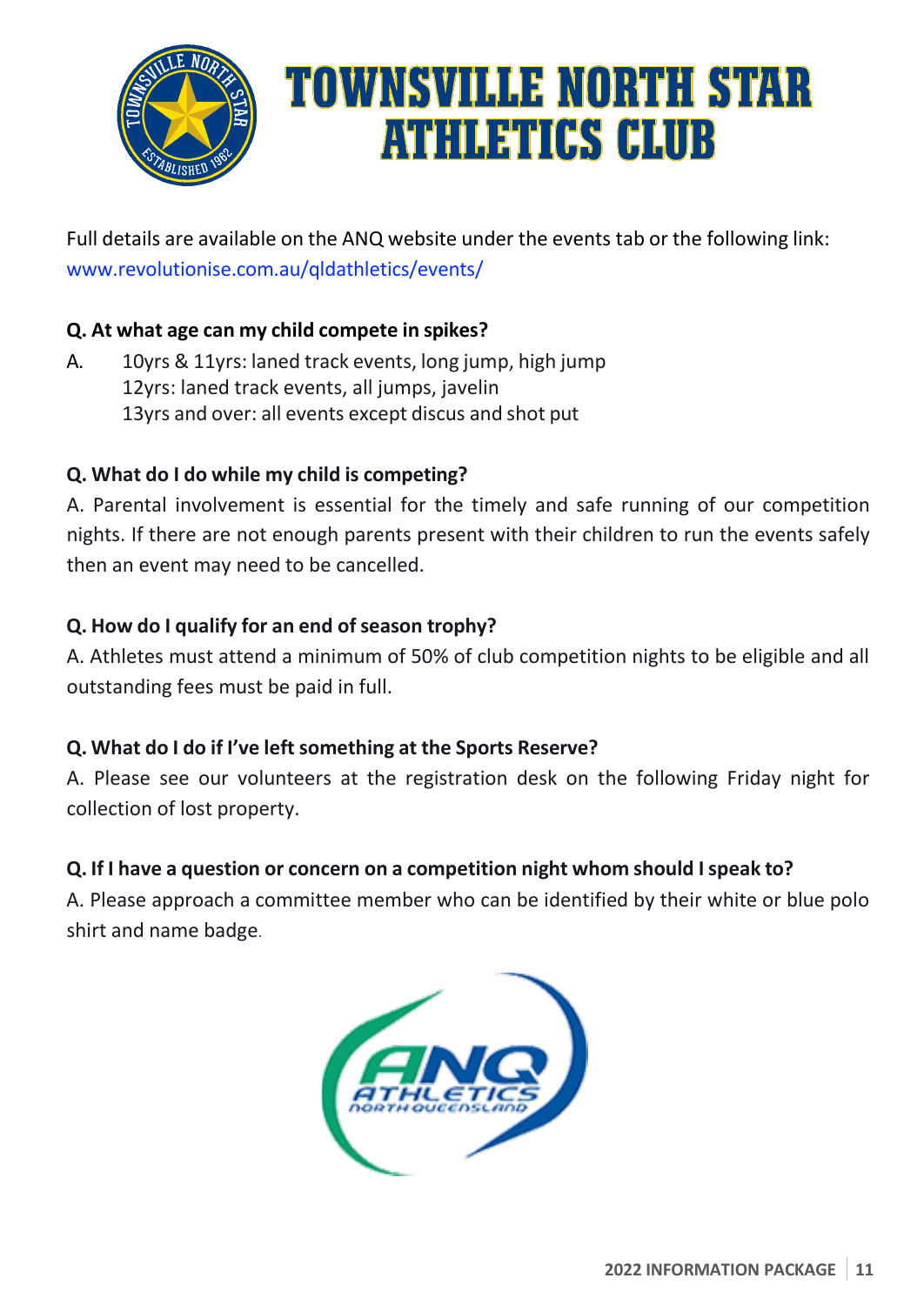# TOWNSVILLE NORTH STAR ATHLETICS CLUB

Full details are available on the ANQ website under the events tab or the following link: www.revolutionise.com.au/qldathletics/events/

**Q. At what age can my child compete in spikes?**

A. 10yrs & 11yrs: laned track events, long jump, high jump
12yrs: laned track events, all jumps, javelin
13yrs and over: all events except discus and shot put

**Q. What do I do while my child is competing?**

A. Parental involvement is essential for the timely and safe running of our competition nights. If there are not enough parents present with their children to run the events safely then an event may need to be cancelled.

**Q. How do I qualify for an end of season trophy?**

A. Athletes must attend a minimum of 50% of club competition nights to be eligible and all outstanding fees must be paid in full.

**Q. What do I do if I've left something at the Sports Reserve?**

A. Please see our volunteers at the registration desk on the following Friday night for collection of lost property.

**Q. If I have a question or concern on a competition night whom should I speak to?**

A. Please approach a committee member who can be identified by their white or blue polo shirt and name badge.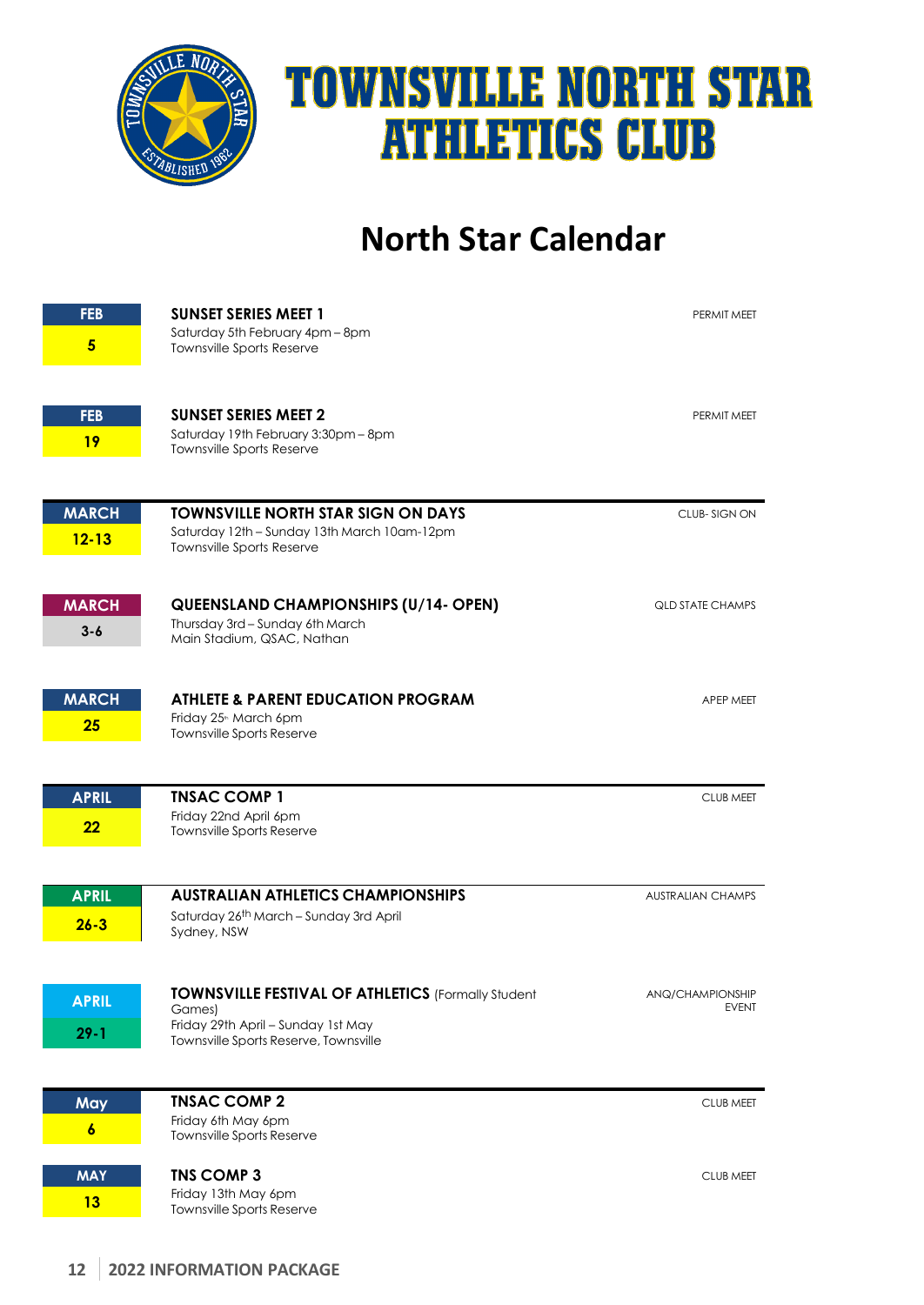# TOWNSVILLE NORTH STAR ATHLETICS CLUB

## North Star Calendar

| Date | Event | Type |
|---|---|---|
| FEB 5 | **SUNSET SERIES MEET 1**<br>Saturday 5th February 4pm – 8pm<br>Townsville Sports Reserve | PERMIT MEET |
| FEB 19 | **SUNSET SERIES MEET 2**<br>Saturday 19th February 3:30pm – 8pm<br>Townsville Sports Reserve | PERMIT MEET |
| MARCH 12-13 | **TOWNSVILLE NORTH STAR SIGN ON DAYS**<br>Saturday 12th – Sunday 13th March 10am-12pm<br>Townsville Sports Reserve | CLUB- SIGN ON |
| MARCH 3-6 | **QUEENSLAND CHAMPIONSHIPS (U/14- OPEN)**<br>Thursday 3rd – Sunday 6th March<br>Main Stadium, QSAC, Nathan | QLD STATE CHAMPS |
| MARCH 25 | **ATHLETE & PARENT EDUCATION PROGRAM**<br>Friday 25th March 6pm<br>Townsville Sports Reserve | APEP MEET |
| APRIL 22 | **TNSAC COMP 1**<br>Friday 22nd April 6pm<br>Townsville Sports Reserve | CLUB MEET |
| APRIL 26-3 | **AUSTRALIAN ATHLETICS CHAMPIONSHIPS**<br>Saturday 26th March – Sunday 3rd April<br>Sydney, NSW | AUSTRALIAN CHAMPS |
| APRIL 29-1 | **TOWNSVILLE FESTIVAL OF ATHLETICS** (Formally Student Games)<br>Friday 29th April – Sunday 1st May<br>Townsville Sports Reserve, Townsville | ANQ/CHAMPIONSHIP EVENT |
| May 6 | **TNSAC COMP 2**<br>Friday 6th May 6pm<br>Townsville Sports Reserve | CLUB MEET |
| MAY 13 | **TNS COMP 3**<br>Friday 13th May 6pm<br>Townsville Sports Reserve | CLUB MEET |

2022 INFORMATION PACKAGE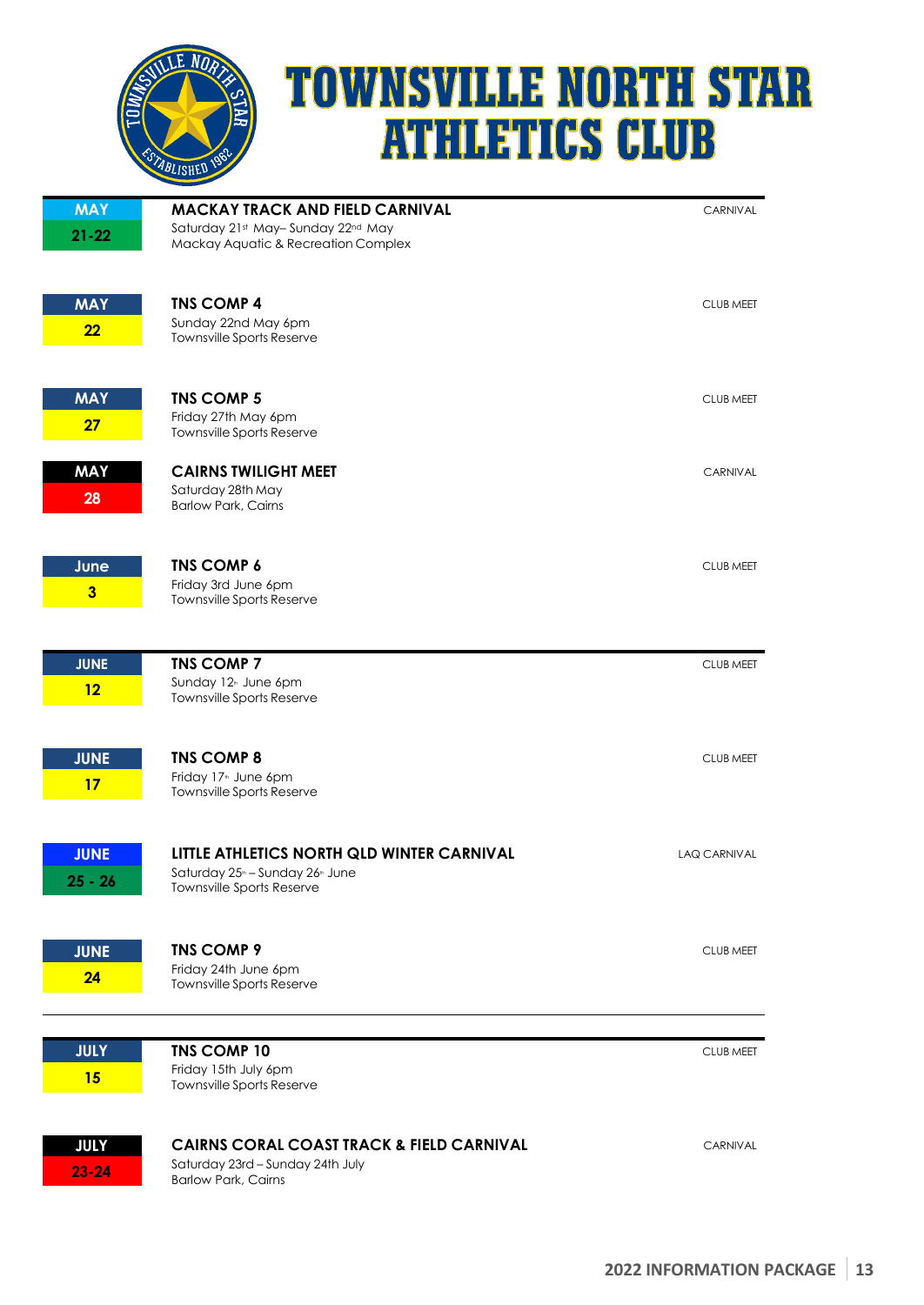# TOWNSVILLE NORTH STAR ATHLETICS CLUB

| Month | Date | Event | Details | Type |
|---|---|---|---|---|
| MAY | 21-22 | **MACKAY TRACK AND FIELD CARNIVAL** | Saturday 21st May– Sunday 22nd May<br>Mackay Aquatic & Recreation Complex | CARNIVAL |
| MAY | 22 | **TNS COMP 4** | Sunday 22nd May 6pm<br>Townsville Sports Reserve | CLUB MEET |
| MAY | 27 | **TNS COMP 5** | Friday 27th May 6pm<br>Townsville Sports Reserve | CLUB MEET |
| MAY | 28 | **CAIRNS TWILIGHT MEET** | Saturday 28th May<br>Barlow Park, Cairns | CARNIVAL |
| June | 3 | **TNS COMP 6** | Friday 3rd June 6pm<br>Townsville Sports Reserve | CLUB MEET |
| JUNE | 12 | **TNS COMP 7** | Sunday 12th June 6pm<br>Townsville Sports Reserve | CLUB MEET |
| JUNE | 17 | **TNS COMP 8** | Friday 17th June 6pm<br>Townsville Sports Reserve | CLUB MEET |
| JUNE | 25 - 26 | **LITTLE ATHLETICS NORTH QLD WINTER CARNIVAL** | Saturday 25th – Sunday 26th June<br>Townsville Sports Reserve | LAQ CARNIVAL |
| JUNE | 24 | **TNS COMP 9** | Friday 24th June 6pm<br>Townsville Sports Reserve | CLUB MEET |
| JULY | 15 | **TNS COMP 10** | Friday 15th July 6pm<br>Townsville Sports Reserve | CLUB MEET |
| JULY | 23-24 | **CAIRNS CORAL COAST TRACK & FIELD CARNIVAL** | Saturday 23rd – Sunday 24th July<br>Barlow Park, Cairns | CARNIVAL |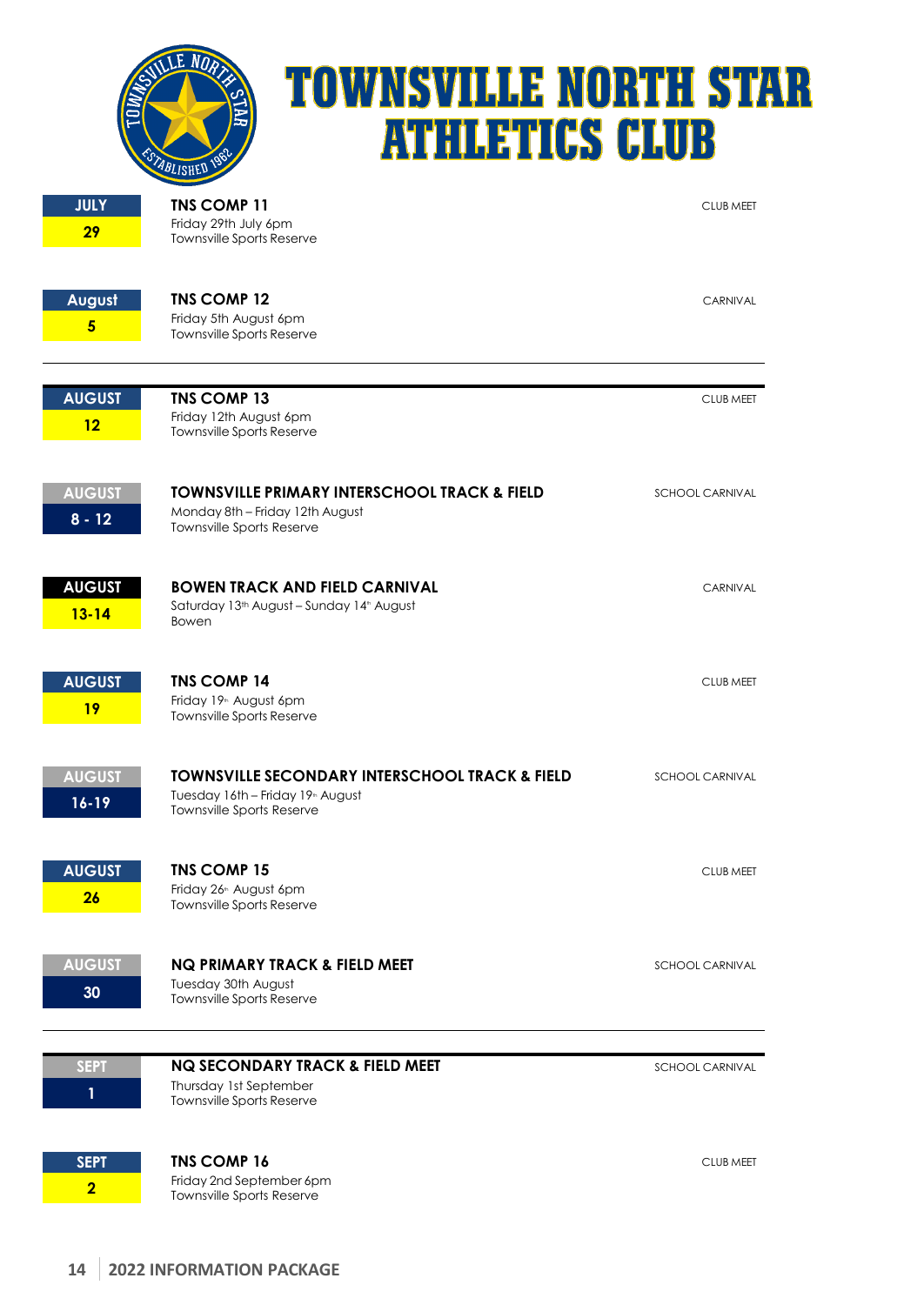# TOWNSVILLE NORTH STAR ATHLETICS CLUB

| Date | Event | Type |
|---|---|---|
| JULY 29 | **TNS COMP 11**<br>Friday 29th July 6pm<br>Townsville Sports Reserve | CLUB MEET |
| August 5 | **TNS COMP 12**<br>Friday 5th August 6pm<br>Townsville Sports Reserve | CARNIVAL |
| AUGUST 12 | **TNS COMP 13**<br>Friday 12th August 6pm<br>Townsville Sports Reserve | CLUB MEET |
| AUGUST 8 - 12 | **TOWNSVILLE PRIMARY INTERSCHOOL TRACK & FIELD**<br>Monday 8th – Friday 12th August<br>Townsville Sports Reserve | SCHOOL CARNIVAL |
| AUGUST 13-14 | **BOWEN TRACK AND FIELD CARNIVAL**<br>Saturday 13th August – Sunday 14th August<br>Bowen | CARNIVAL |
| AUGUST 19 | **TNS COMP 14**<br>Friday 19th August 6pm<br>Townsville Sports Reserve | CLUB MEET |
| AUGUST 16-19 | **TOWNSVILLE SECONDARY INTERSCHOOL TRACK & FIELD**<br>Tuesday 16th – Friday 19th August<br>Townsville Sports Reserve | SCHOOL CARNIVAL |
| AUGUST 26 | **TNS COMP 15**<br>Friday 26th August 6pm<br>Townsville Sports Reserve | CLUB MEET |
| AUGUST 30 | **NQ PRIMARY TRACK & FIELD MEET**<br>Tuesday 30th August<br>Townsville Sports Reserve | SCHOOL CARNIVAL |
| SEPT 1 | **NQ SECONDARY TRACK & FIELD MEET**<br>Thursday 1st September<br>Townsville Sports Reserve | SCHOOL CARNIVAL |
| SEPT 2 | **TNS COMP 16**<br>Friday 2nd September 6pm<br>Townsville Sports Reserve | CLUB MEET |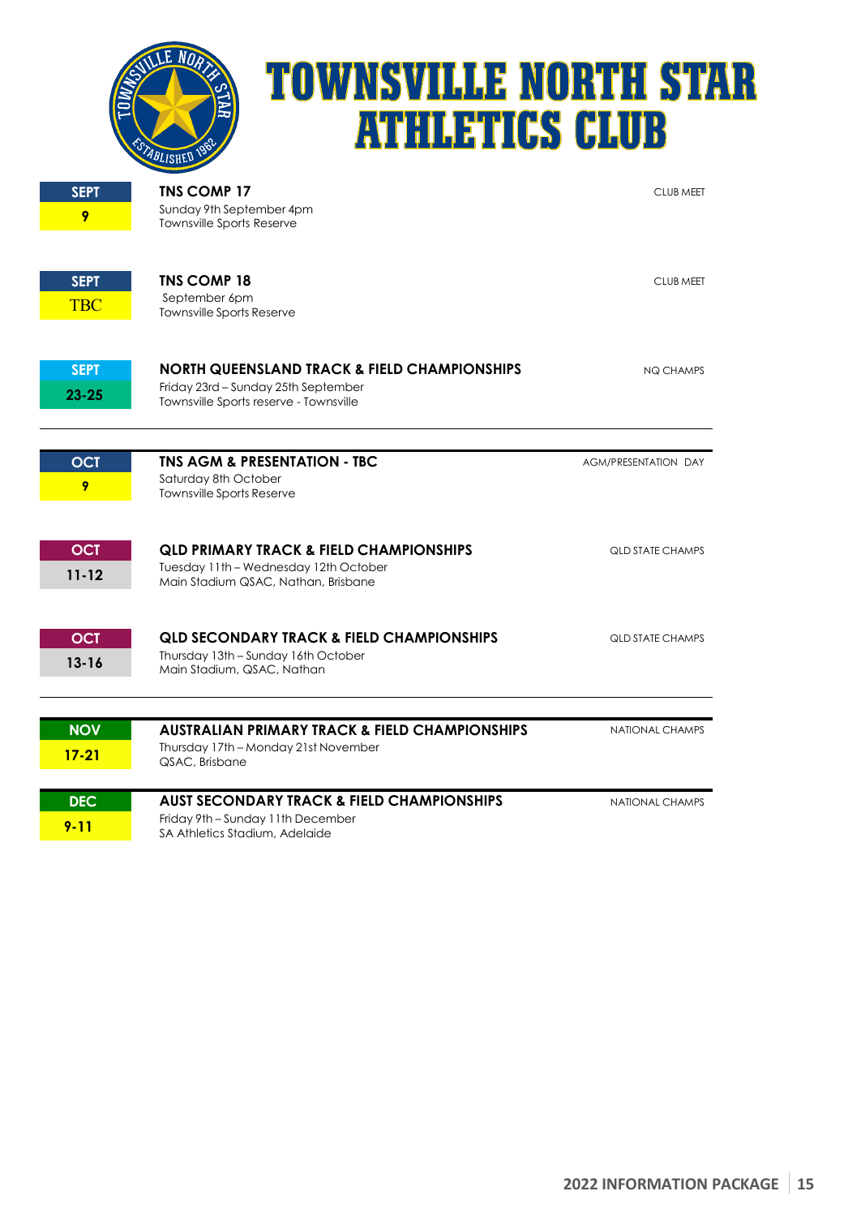# TOWNSVILLE NORTH STAR ATHLETICS CLUB

**SEPT**
**9**

**TNS COMP 17**
Sunday 9th September 4pm
Townsville Sports Reserve

CLUB MEET

**SEPT**
**TBC**

**TNS COMP 18**
September 6pm
Townsville Sports Reserve

CLUB MEET

**SEPT**
**23-25**

**NORTH QUEENSLAND TRACK & FIELD CHAMPIONSHIPS**
Friday 23rd – Sunday 25th September
Townsville Sports reserve - Townsville

NQ CHAMPS

---

**OCT**
**9**

**TNS AGM & PRESENTATION - TBC**
Saturday 8th October
Townsville Sports Reserve

AGM/PRESENTATION DAY

**OCT**
**11-12**

**QLD PRIMARY TRACK & FIELD CHAMPIONSHIPS**
Tuesday 11th – Wednesday 12th October
Main Stadium QSAC, Nathan, Brisbane

QLD STATE CHAMPS

**OCT**
**13-16**

**QLD SECONDARY TRACK & FIELD CHAMPIONSHIPS**
Thursday 13th – Sunday 16th October
Main Stadium, QSAC, Nathan

QLD STATE CHAMPS

---

**NOV**
**17-21**

**AUSTRALIAN PRIMARY TRACK & FIELD CHAMPIONSHIPS**
Thursday 17th – Monday 21st November
QSAC, Brisbane

NATIONAL CHAMPS

---

**DEC**
**9-11**

**AUST SECONDARY TRACK & FIELD CHAMPIONSHIPS**
Friday 9th – Sunday 11th December
SA Athletics Stadium, Adelaide

NATIONAL CHAMPS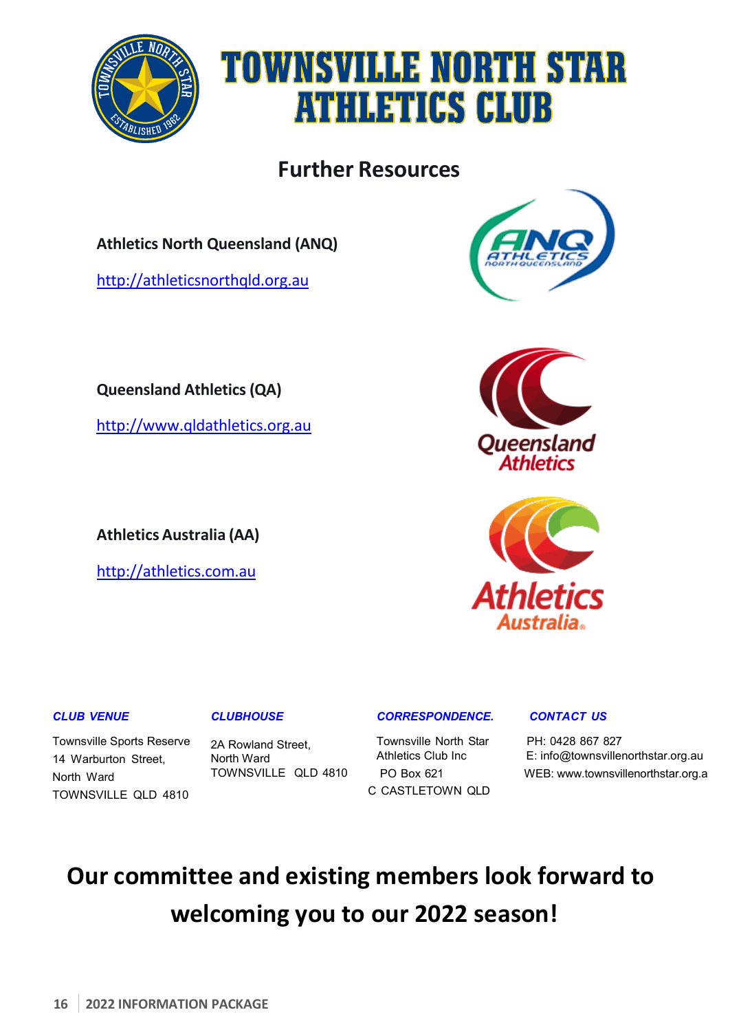# TOWNSVILLE NORTH STAR ATHLETICS CLUB

## Further Resources

**Athletics North Queensland (ANQ)**

http://athleticsnorthqld.org.au

**Queensland Athletics (QA)**

http://www.qldathletics.org.au

**Athletics Australia (AA)**

http://athletics.com.au

***CLUB VENUE***

Townsville Sports Reserve
14 Warburton Street,
North Ward
TOWNSVILLE QLD 4810

***CLUBHOUSE***

2A Rowland Street,
North Ward
TOWNSVILLE QLD 4810

***CORRESPONDENCE.***

Townsville North Star
Athletics Club Inc
PO Box 621
C CASTLETOWN QLD

***CONTACT US***

PH: 0428 867 827
E: info@townsvillenorthstar.org.au
WEB: www.townsvillenorthstar.org.a

**Our committee and existing members look forward to welcoming you to our 2022 season!**